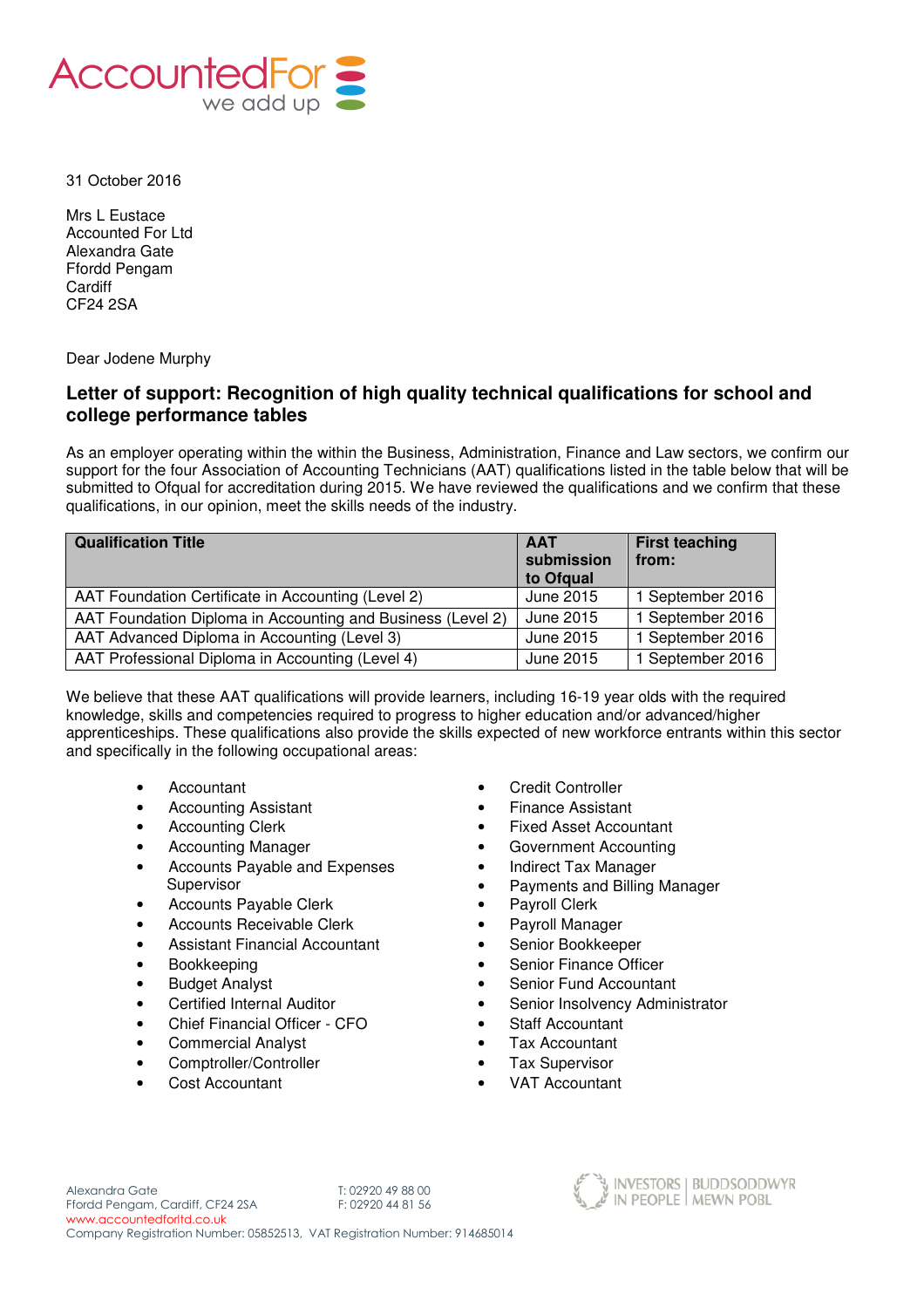AccountedFor
we add up

31 October 2016

Mrs L Eustace
Accounted For Ltd
Alexandra Gate
Ffordd Pengam
Cardiff
CF24 2SA

Dear Jodene Murphy

## Letter of support: Recognition of high quality technical qualifications for school and college performance tables

As an employer operating within the within the Business, Administration, Finance and Law sectors, we confirm our support for the four Association of Accounting Technicians (AAT) qualifications listed in the table below that will be submitted to Ofqual for accreditation during 2015. We have reviewed the qualifications and we confirm that these qualifications, in our opinion, meet the skills needs of the industry.

| Qualification Title | AAT submission to Ofqual | First teaching from: |
|---|---|---|
| AAT Foundation Certificate in Accounting (Level 2) | June 2015 | 1 September 2016 |
| AAT Foundation Diploma in Accounting and Business (Level 2) | June 2015 | 1 September 2016 |
| AAT Advanced Diploma in Accounting (Level 3) | June 2015 | 1 September 2016 |
| AAT Professional Diploma in Accounting (Level 4) | June 2015 | 1 September 2016 |

We believe that these AAT qualifications will provide learners, including 16-19 year olds with the required knowledge, skills and competencies required to progress to higher education and/or advanced/higher apprenticeships. These qualifications also provide the skills expected of new workforce entrants within this sector and specifically in the following occupational areas:

- Accountant
- Accounting Assistant
- Accounting Clerk
- Accounting Manager
- Accounts Payable and Expenses Supervisor
- Accounts Payable Clerk
- Accounts Receivable Clerk
- Assistant Financial Accountant
- Bookkeeping
- Budget Analyst
- Certified Internal Auditor
- Chief Financial Officer - CFO
- Commercial Analyst
- Comptroller/Controller
- Cost Accountant
- Credit Controller
- Finance Assistant
- Fixed Asset Accountant
- Government Accounting
- Indirect Tax Manager
- Payments and Billing Manager
- Payroll Clerk
- Payroll Manager
- Senior Bookkeeper
- Senior Finance Officer
- Senior Fund Accountant
- Senior Insolvency Administrator
- Staff Accountant
- Tax Accountant
- Tax Supervisor
- VAT Accountant

Alexandra Gate
Ffordd Pengam, Cardiff, CF24 2SA
www.accountedforltd.co.uk
Company Registration Number: 05852513, VAT Registration Number: 914685014

T: 02920 49 88 00
F: 02920 44 81 56

INVESTORS IN PEOPLE | BUDDSODDWYR MEWN POBL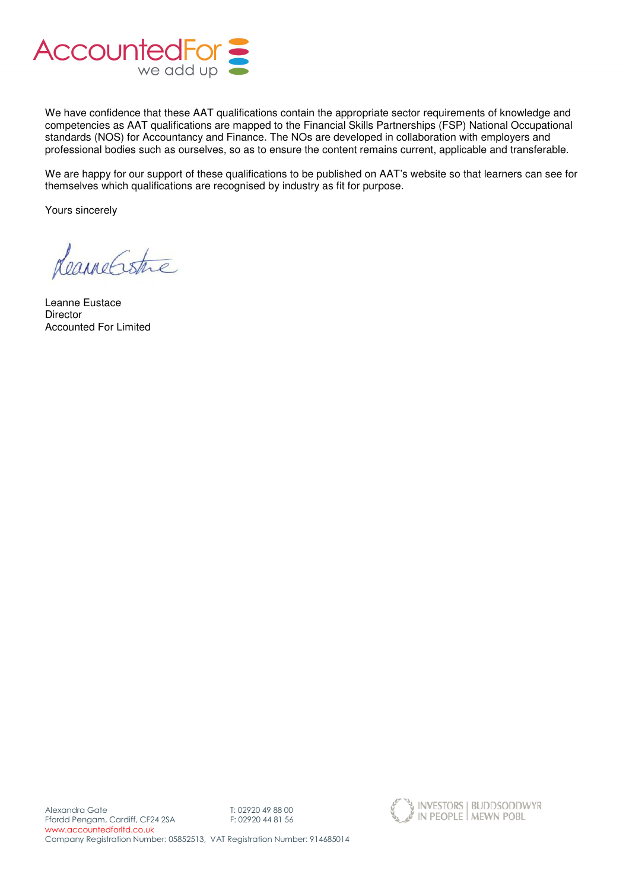We have confidence that these AAT qualifications contain the appropriate sector requirements of knowledge and competencies as AAT qualifications are mapped to the Financial Skills Partnerships (FSP) National Occupational standards (NOS) for Accountancy and Finance. The NOs are developed in collaboration with employers and professional bodies such as ourselves, so as to ensure the content remains current, applicable and transferable.

We are happy for our support of these qualifications to be published on AAT's website so that learners can see for themselves which qualifications are recognised by industry as fit for purpose.

Yours sincerely

Leanne Eustace
Director
Accounted For Limited

Alexandra Gate
Ffordd Pengam, Cardiff, CF24 2SA
www.accountedforltd.co.uk
Company Registration Number: 05852513, VAT Registration Number: 914685014

T: 02920 49 88 00
F: 02920 44 81 56